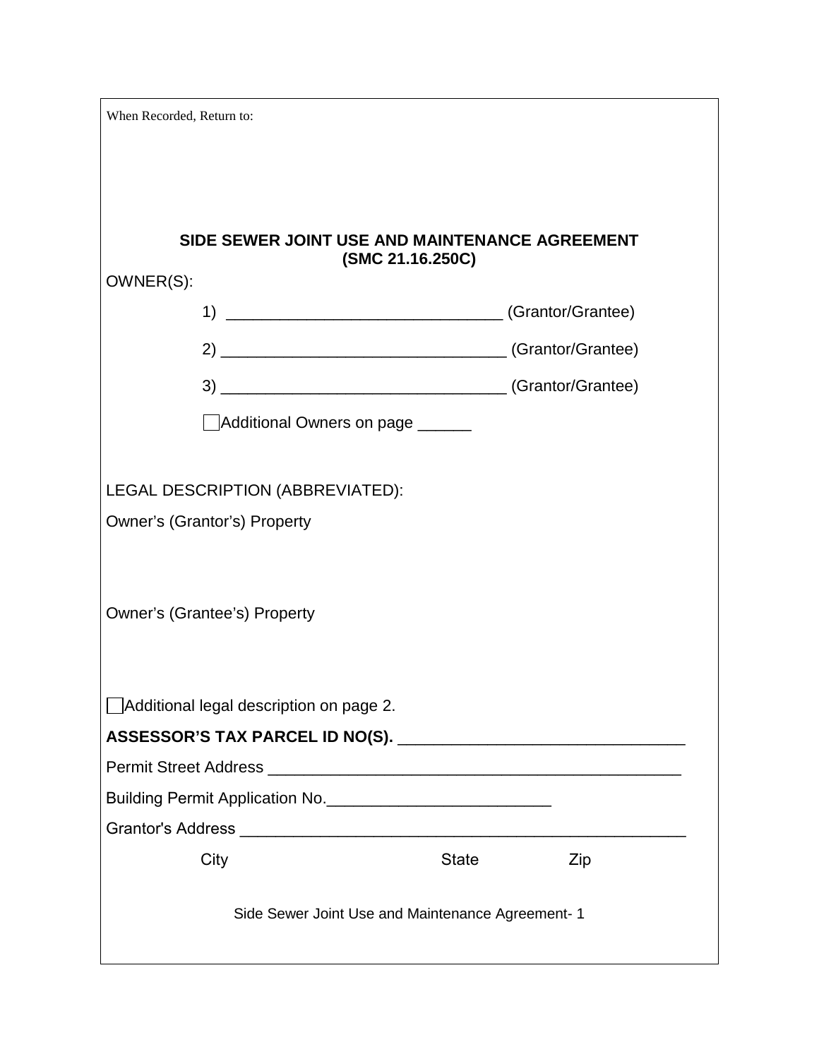When Recorded, Return to:

## SIDE SEWER JOINT USE AND MAINTENANCE AGREEMENT
## (SMC 21.16.250C)

OWNER(S):

1) ______________________________ (Grantor/Grantee)

2) _______________________________ (Grantor/Grantee)

3) _______________________________ (Grantor/Grantee)

☐ Additional Owners on page ______

LEGAL DESCRIPTION (ABBREVIATED):

Owner's (Grantor's) Property

Owner's (Grantee's) Property

☐ Additional legal description on page 2.

**ASSESSOR'S TAX PARCEL ID NO(S).** _______________________________

Permit Street Address ______________________________________________

Building Permit Application No.________________________

Grantor's Address _________________________________________________

City State Zip

Side Sewer Joint Use and Maintenance Agreement- 1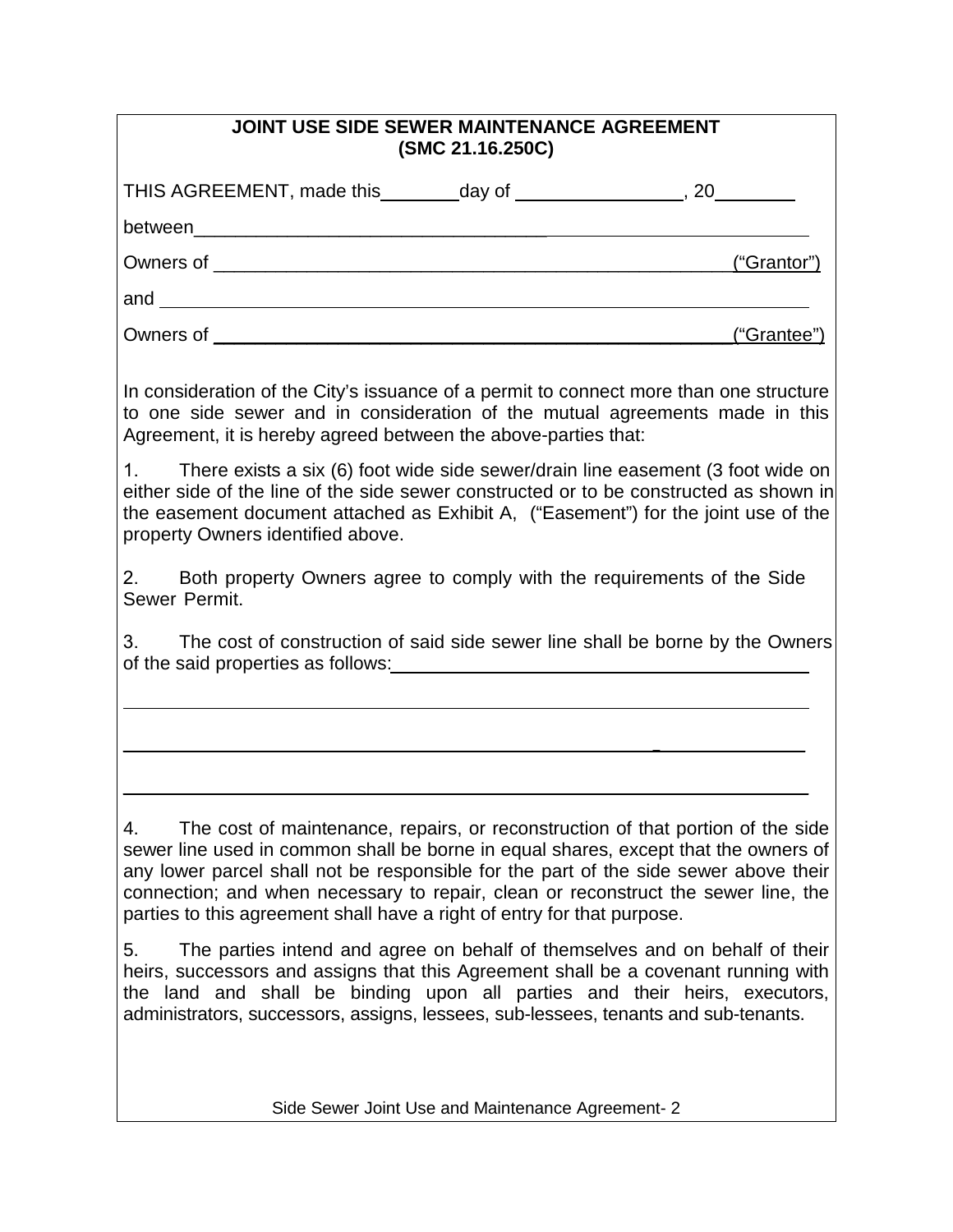**JOINT USE SIDE SEWER MAINTENANCE AGREEMENT**
**(SMC 21.16.250C)**

THIS AGREEMENT, made this ________ day of ________________, 20________

between ______________________________________________________________

Owners of __________________________________________________ ("Grantor")

and _________________________________________________________________

Owners of __________________________________________________ ("Grantee")

In consideration of the City's issuance of a permit to connect more than one structure to one side sewer and in consideration of the mutual agreements made in this Agreement, it is hereby agreed between the above-parties that:

1. There exists a six (6) foot wide side sewer/drain line easement (3 foot wide on either side of the line of the side sewer constructed or to be constructed as shown in the easement document attached as Exhibit A, ("Easement") for the joint use of the property Owners identified above.

2. Both property Owners agree to comply with the requirements of the Side Sewer Permit.

3. The cost of construction of said side sewer line shall be borne by the Owners of the said properties as follows: ____________________________________________

_____________________________________________________________________

_____________________________________________________________________

_____________________________________________________________________

4. The cost of maintenance, repairs, or reconstruction of that portion of the side sewer line used in common shall be borne in equal shares, except that the owners of any lower parcel shall not be responsible for the part of the side sewer above their connection; and when necessary to repair, clean or reconstruct the sewer line, the parties to this agreement shall have a right of entry for that purpose.

5. The parties intend and agree on behalf of themselves and on behalf of their heirs, successors and assigns that this Agreement shall be a covenant running with the land and shall be binding upon all parties and their heirs, executors, administrators, successors, assigns, lessees, sub-lessees, tenants and sub-tenants.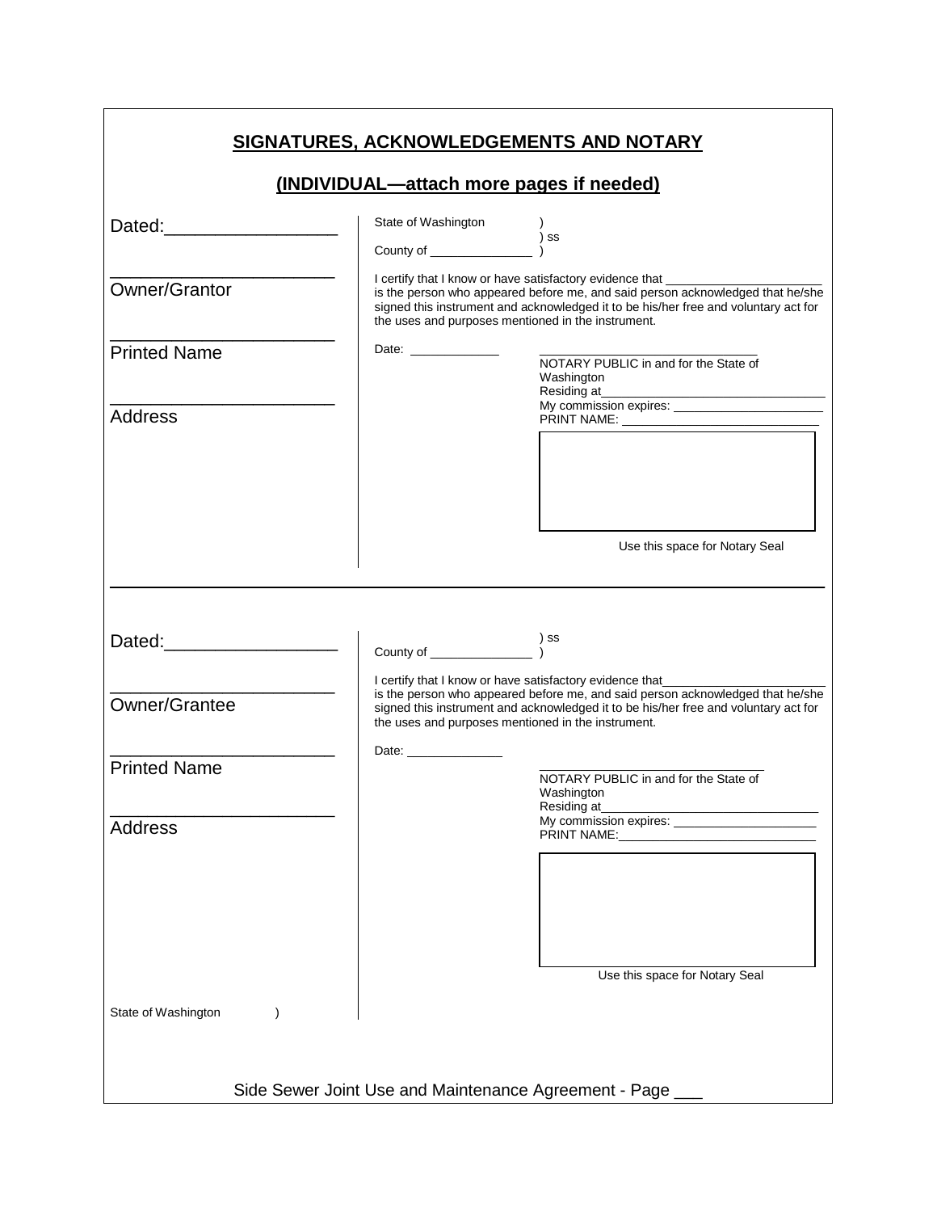## SIGNATURES, ACKNOWLEDGEMENTS AND NOTARY

## (INDIVIDUAL—attach more pages if needed)

Dated:\_\_\_\_\_\_\_\_\_\_\_\_\_\_\_\_\_\_

\_\_\_\_\_\_\_\_\_\_\_\_\_\_\_\_\_\_\_\_\_\_\_
Owner/Grantor

\_\_\_\_\_\_\_\_\_\_\_\_\_\_\_\_\_\_\_\_\_\_\_
Printed Name

\_\_\_\_\_\_\_\_\_\_\_\_\_\_\_\_\_\_\_\_\_\_\_
Address

State of Washington )
) ss
County of \_\_\_\_\_\_\_\_\_\_\_\_\_\_\_ )

I certify that I know or have satisfactory evidence that \_\_\_\_\_\_\_\_\_\_\_\_\_\_\_\_\_\_\_\_\_\_\_ is the person who appeared before me, and said person acknowledged that he/she signed this instrument and acknowledged it to be his/her free and voluntary act for the uses and purposes mentioned in the instrument.

Date: \_\_\_\_\_\_\_\_\_\_\_\_\_

\_\_\_\_\_\_\_\_\_\_\_\_\_\_\_\_\_\_\_\_\_\_\_\_\_\_\_\_\_\_
NOTARY PUBLIC in and for the State of Washington
Residing at\_\_\_\_\_\_\_\_\_\_\_\_\_\_\_\_\_\_\_\_\_\_\_\_\_\_\_\_\_\_\_\_
My commission expires: \_\_\_\_\_\_\_\_\_\_\_\_\_\_\_\_\_\_\_\_\_\_
PRINT NAME: \_\_\_\_\_\_\_\_\_\_\_\_\_\_\_\_\_\_\_\_\_\_\_\_\_\_\_\_\_

Use this space for Notary Seal

---

Dated:\_\_\_\_\_\_\_\_\_\_\_\_\_\_\_\_\_\_

\_\_\_\_\_\_\_\_\_\_\_\_\_\_\_\_\_\_\_\_\_\_\_
Owner/Grantee

\_\_\_\_\_\_\_\_\_\_\_\_\_\_\_\_\_\_\_\_\_\_\_
Printed Name

\_\_\_\_\_\_\_\_\_\_\_\_\_\_\_\_\_\_\_\_\_\_\_
Address

State of Washington )
) ss
County of \_\_\_\_\_\_\_\_\_\_\_\_\_\_\_ )

I certify that I know or have satisfactory evidence that\_\_\_\_\_\_\_\_\_\_\_\_\_\_\_\_\_\_\_\_\_\_\_ is the person who appeared before me, and said person acknowledged that he/she signed this instrument and acknowledged it to be his/her free and voluntary act for the uses and purposes mentioned in the instrument.

Date: \_\_\_\_\_\_\_\_\_\_\_\_\_\_

\_\_\_\_\_\_\_\_\_\_\_\_\_\_\_\_\_\_\_\_\_\_\_\_\_\_\_\_\_\_
NOTARY PUBLIC in and for the State of Washington
Residing at\_\_\_\_\_\_\_\_\_\_\_\_\_\_\_\_\_\_\_\_\_\_\_\_\_\_\_\_\_\_\_\_
My commission expires: \_\_\_\_\_\_\_\_\_\_\_\_\_\_\_\_\_\_\_\_\_\_
PRINT NAME:\_\_\_\_\_\_\_\_\_\_\_\_\_\_\_\_\_\_\_\_\_\_\_\_\_\_\_\_\_

Use this space for Notary Seal

Side Sewer Joint Use and Maintenance Agreement - Page \_\_\_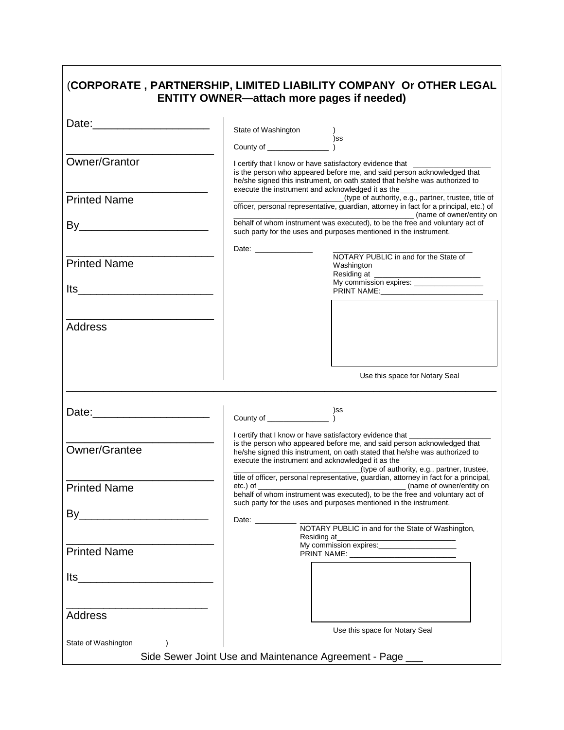**(CORPORATE , PARTNERSHIP, LIMITED LIABILITY COMPANY Or OTHER LEGAL ENTITY OWNER—attach more pages if needed)**

Date:___________________

________________________
Owner/Grantor

________________________
Printed Name

By______________________

________________________
Printed Name

Its______________________

________________________
Address

State of Washington )
)ss
County of _______________ )

I certify that I know or have satisfactory evidence that __________________ is the person who appeared before me, and said person acknowledged that he/she signed this instrument, on oath stated that he/she was authorized to execute the instrument and acknowledged it as the______________________ _________________________(type of authority, e.g., partner, trustee, title of officer, personal representative, guardian, attorney in fact for a principal, etc.) of ____________________________________________ (name of owner/entity on behalf of whom instrument was executed), to be the free and voluntary act of such party for the uses and purposes mentioned in the instrument.

Date: _____________

______________________________
NOTARY PUBLIC in and for the State of Washington
Residing at _________________________
My commission expires: ________________
PRINT NAME:________________________

Use this space for Notary Seal

---

Date:___________________

________________________
Owner/Grantee

________________________
Printed Name

By______________________

________________________
Printed Name

Its______________________

________________________
Address

State of Washington )
)ss
County of _______________ )

I certify that I know or have satisfactory evidence that ___________________ is the person who appeared before me, and said person acknowledged that he/she signed this instrument, on oath stated that he/she was authorized to execute the instrument and acknowledged it as the_________________ ______________________________(type of authority, e.g., partner, trustee, title of officer, personal representative, guardian, attorney in fact for a principal, etc.) of ___________________________________ (name of owner/entity on behalf of whom instrument was executed), to be the free and voluntary act of such party for the uses and purposes mentioned in the instrument.

Date: _________ ____________________________________
NOTARY PUBLIC in and for the State of Washington,
Residing at____________________________
My commission expires:__________________
PRINT NAME: ________________________

Use this space for Notary Seal

Side Sewer Joint Use and Maintenance Agreement - Page ___